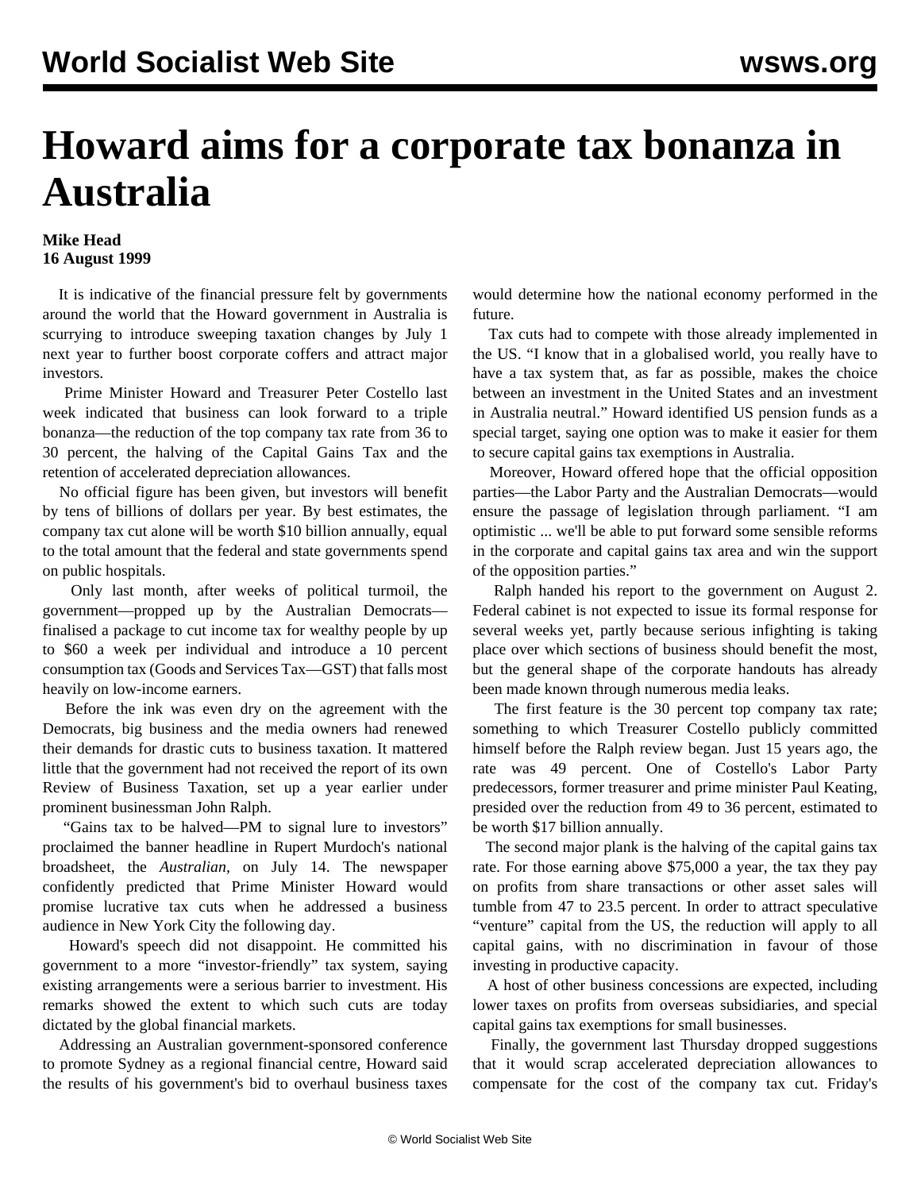# Howard aims for a corporate tax bonanza in Australia

**Mike Head**
**16 August 1999**

It is indicative of the financial pressure felt by governments around the world that the Howard government in Australia is scurrying to introduce sweeping taxation changes by July 1 next year to further boost corporate coffers and attract major investors.

Prime Minister Howard and Treasurer Peter Costello last week indicated that business can look forward to a triple bonanza—the reduction of the top company tax rate from 36 to 30 percent, the halving of the Capital Gains Tax and the retention of accelerated depreciation allowances.

No official figure has been given, but investors will benefit by tens of billions of dollars per year. By best estimates, the company tax cut alone will be worth $10 billion annually, equal to the total amount that the federal and state governments spend on public hospitals.

Only last month, after weeks of political turmoil, the government—propped up by the Australian Democrats—finalised a package to cut income tax for wealthy people by up to $60 a week per individual and introduce a 10 percent consumption tax (Goods and Services Tax—GST) that falls most heavily on low-income earners.

Before the ink was even dry on the agreement with the Democrats, big business and the media owners had renewed their demands for drastic cuts to business taxation. It mattered little that the government had not received the report of its own Review of Business Taxation, set up a year earlier under prominent businessman John Ralph.

"Gains tax to be halved—PM to signal lure to investors" proclaimed the banner headline in Rupert Murdoch's national broadsheet, the *Australian,* on July 14. The newspaper confidently predicted that Prime Minister Howard would promise lucrative tax cuts when he addressed a business audience in New York City the following day.

Howard's speech did not disappoint. He committed his government to a more "investor-friendly" tax system, saying existing arrangements were a serious barrier to investment. His remarks showed the extent to which such cuts are today dictated by the global financial markets.

Addressing an Australian government-sponsored conference to promote Sydney as a regional financial centre, Howard said the results of his government's bid to overhaul business taxes would determine how the national economy performed in the future.

Tax cuts had to compete with those already implemented in the US. "I know that in a globalised world, you really have to have a tax system that, as far as possible, makes the choice between an investment in the United States and an investment in Australia neutral." Howard identified US pension funds as a special target, saying one option was to make it easier for them to secure capital gains tax exemptions in Australia.

Moreover, Howard offered hope that the official opposition parties—the Labor Party and the Australian Democrats—would ensure the passage of legislation through parliament. "I am optimistic ... we'll be able to put forward some sensible reforms in the corporate and capital gains tax area and win the support of the opposition parties."

Ralph handed his report to the government on August 2. Federal cabinet is not expected to issue its formal response for several weeks yet, partly because serious infighting is taking place over which sections of business should benefit the most, but the general shape of the corporate handouts has already been made known through numerous media leaks.

The first feature is the 30 percent top company tax rate; something to which Treasurer Costello publicly committed himself before the Ralph review began. Just 15 years ago, the rate was 49 percent. One of Costello's Labor Party predecessors, former treasurer and prime minister Paul Keating, presided over the reduction from 49 to 36 percent, estimated to be worth $17 billion annually.

The second major plank is the halving of the capital gains tax rate. For those earning above $75,000 a year, the tax they pay on profits from share transactions or other asset sales will tumble from 47 to 23.5 percent. In order to attract speculative "venture" capital from the US, the reduction will apply to all capital gains, with no discrimination in favour of those investing in productive capacity.

A host of other business concessions are expected, including lower taxes on profits from overseas subsidiaries, and special capital gains tax exemptions for small businesses.

Finally, the government last Thursday dropped suggestions that it would scrap accelerated depreciation allowances to compensate for the cost of the company tax cut. Friday's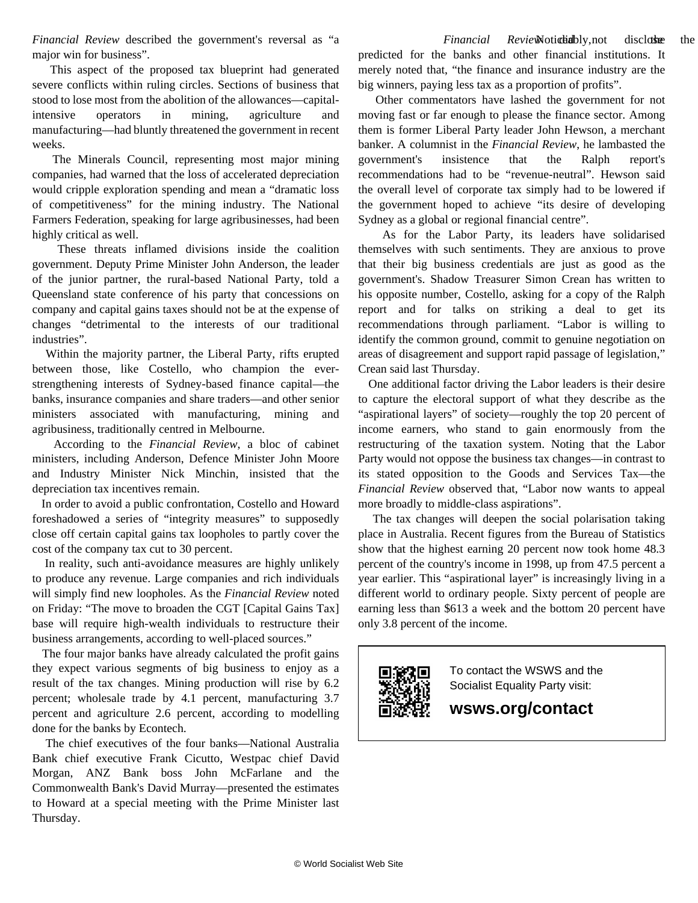*Financial Review* described the government's reversal as "a major win for business".

This aspect of the proposed tax blueprint had generated severe conflicts within ruling circles. Sections of business that stood to lose most from the abolition of the allowances—capital-intensive operators in mining, agriculture and manufacturing—had bluntly threatened the government in recent weeks.

The Minerals Council, representing most major mining companies, had warned that the loss of accelerated depreciation would cripple exploration spending and mean a "dramatic loss of competitiveness" for the mining industry. The National Farmers Federation, speaking for large agribusinesses, had been highly critical as well.

These threats inflamed divisions inside the coalition government. Deputy Prime Minister John Anderson, the leader of the junior partner, the rural-based National Party, told a Queensland state conference of his party that concessions on company and capital gains taxes should not be at the expense of changes "detrimental to the interests of our traditional industries".

Within the majority partner, the Liberal Party, rifts erupted between those, like Costello, who champion the ever-strengthening interests of Sydney-based finance capital—the banks, insurance companies and share traders—and other senior ministers associated with manufacturing, mining and agribusiness, traditionally centred in Melbourne.

According to the *Financial Review*, a bloc of cabinet ministers, including Anderson, Defence Minister John Moore and Industry Minister Nick Minchin, insisted that the depreciation tax incentives remain.

In order to avoid a public confrontation, Costello and Howard foreshadowed a series of "integrity measures" to supposedly close off certain capital gains tax loopholes to partly cover the cost of the company tax cut to 30 percent.

In reality, such anti-avoidance measures are highly unlikely to produce any revenue. Large companies and rich individuals will simply find new loopholes. As the *Financial Review* noted on Friday: "The move to broaden the CGT [Capital Gains Tax] base will require high-wealth individuals to restructure their business arrangements, according to well-placed sources."

The four major banks have already calculated the profit gains they expect various segments of big business to enjoy as a result of the tax changes. Mining production will rise by 6.2 percent; wholesale trade by 4.1 percent, manufacturing 3.7 percent and agriculture 2.6 percent, according to modelling done for the banks by Econtech.

The chief executives of the four banks—National Australia Bank chief executive Frank Cicutto, Westpac chief David Morgan, ANZ Bank boss John McFarlane and the Commonwealth Bank's David Murray—presented the estimates to Howard at a special meeting with the Prime Minister last Thursday.

Noticeably, the *Financial Review* did not disclose the predicted for the banks and other financial institutions. It merely noted that, "the finance and insurance industry are the big winners, paying less tax as a proportion of profits".

Other commentators have lashed the government for not moving fast or far enough to please the finance sector. Among them is former Liberal Party leader John Hewson, a merchant banker. A columnist in the *Financial Review*, he lambasted the government's insistence that the Ralph report's recommendations had to be "revenue-neutral". Hewson said the overall level of corporate tax simply had to be lowered if the government hoped to achieve "its desire of developing Sydney as a global or regional financial centre".

As for the Labor Party, its leaders have solidarised themselves with such sentiments. They are anxious to prove that their big business credentials are just as good as the government's. Shadow Treasurer Simon Crean has written to his opposite number, Costello, asking for a copy of the Ralph report and for talks on striking a deal to get its recommendations through parliament. "Labor is willing to identify the common ground, commit to genuine negotiation on areas of disagreement and support rapid passage of legislation," Crean said last Thursday.

One additional factor driving the Labor leaders is their desire to capture the electoral support of what they describe as the "aspirational layers" of society—roughly the top 20 percent of income earners, who stand to gain enormously from the restructuring of the taxation system. Noting that the Labor Party would not oppose the business tax changes—in contrast to its stated opposition to the Goods and Services Tax—the *Financial Review* observed that, "Labor now wants to appeal more broadly to middle-class aspirations".

The tax changes will deepen the social polarisation taking place in Australia. Recent figures from the Bureau of Statistics show that the highest earning 20 percent now took home 48.3 percent of the country's income in 1998, up from 47.5 percent a year earlier. This "aspirational layer" is increasingly living in a different world to ordinary people. Sixty percent of people are earning less than $613 a week and the bottom 20 percent have only 3.8 percent of the income.

To contact the WSWS and the Socialist Equality Party visit:

**wsws.org/contact**